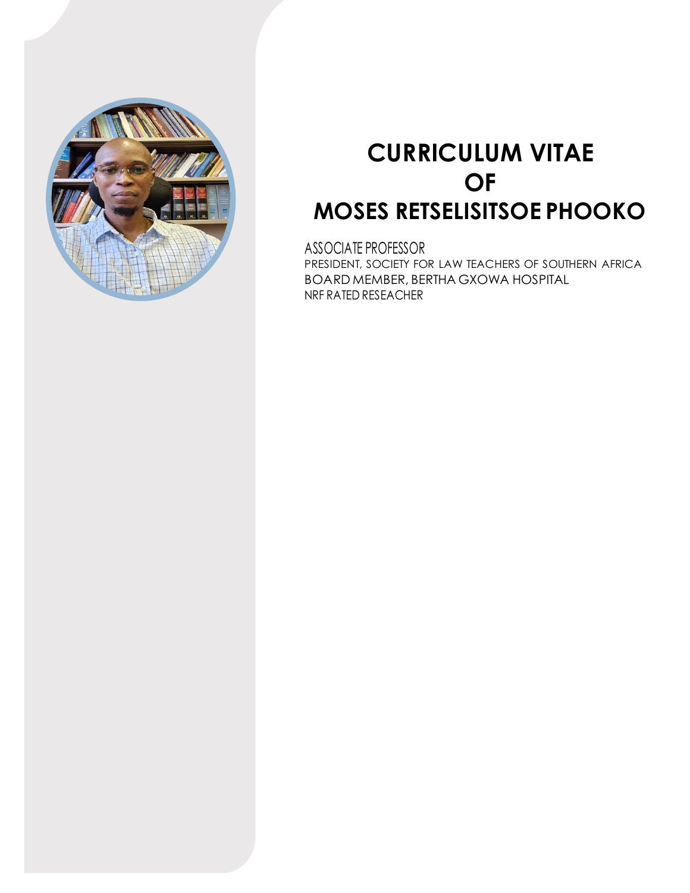# CURRICULUM VITAE OF MOSES RETSELISITSOE PHOOKO

ASSOCIATE PROFESSOR
PRESIDENT, SOCIETY FOR LAW TEACHERS OF SOUTHERN AFRICA
BOARD MEMBER, BERTHA GXOWA HOSPITAL
NRF RATED RESEACHER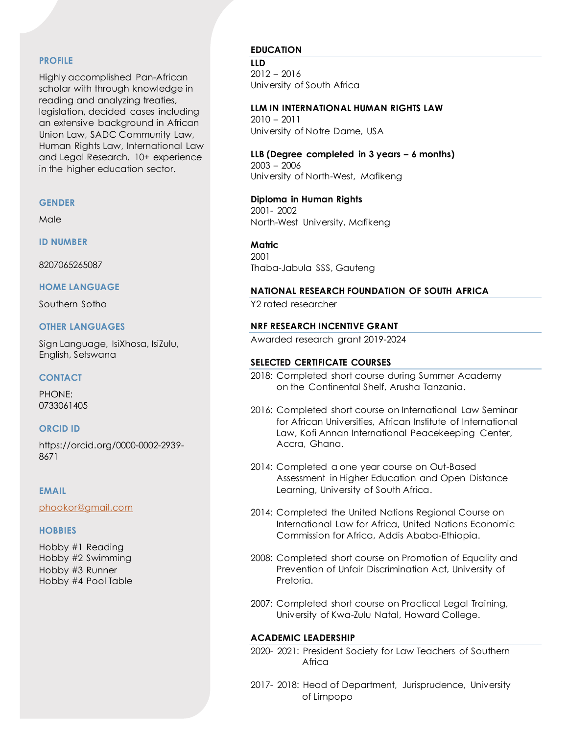## PROFILE

Highly accomplished Pan-African scholar with through knowledge in reading and analyzing treaties, legislation, decided cases including an extensive background in African Union Law, SADC Community Law, Human Rights Law, International Law and Legal Research. 10+ experience in the higher education sector.

## GENDER

Male

## ID NUMBER

8207065265087

## HOME LANGUAGE

Southern Sotho

## OTHER LANGUAGES

Sign Language, IsiXhosa, IsiZulu, English, Setswana

## CONTACT

PHONE:
0733061405

## ORCID ID

https://orcid.org/0000-0002-2939-8671

## EMAIL

phookor@gmail.com

## HOBBIES

Hobby #1 Reading
Hobby #2 Swimming
Hobby #3 Runner
Hobby #4 Pool Table

## EDUCATION

**LLD**
2012 – 2016
University of South Africa

**LLM IN INTERNATIONAL HUMAN RIGHTS LAW**
2010 – 2011
University of Notre Dame, USA

**LLB (Degree completed in 3 years – 6 months)**
2003 – 2006
University of North-West, Mafikeng

**Diploma in Human Rights**
2001- 2002
North-West University, Mafikeng

**Matric**
2001
Thaba-Jabula SSS, Gauteng

## NATIONAL RESEARCH FOUNDATION OF SOUTH AFRICA

Y2 rated researcher

## NRF RESEARCH INCENTIVE GRANT

Awarded research grant 2019-2024

## SELECTED CERTIFICATE COURSES

2018: Completed short course during Summer Academy on the Continental Shelf, Arusha Tanzania.

2016: Completed short course on International Law Seminar for African Universities, African Institute of International Law, Kofi Annan International Peacekeeping Center, Accra, Ghana.

2014: Completed a one year course on Out-Based Assessment in Higher Education and Open Distance Learning, University of South Africa.

2014: Completed the United Nations Regional Course on International Law for Africa, United Nations Economic Commission for Africa, Addis Ababa-Ethiopia.

2008: Completed short course on Promotion of Equality and Prevention of Unfair Discrimination Act, University of Pretoria.

2007: Completed short course on Practical Legal Training, University of Kwa-Zulu Natal, Howard College.

## ACADEMIC LEADERSHIP

2020- 2021: President Society for Law Teachers of Southern Africa

2017- 2018: Head of Department, Jurisprudence, University of Limpopo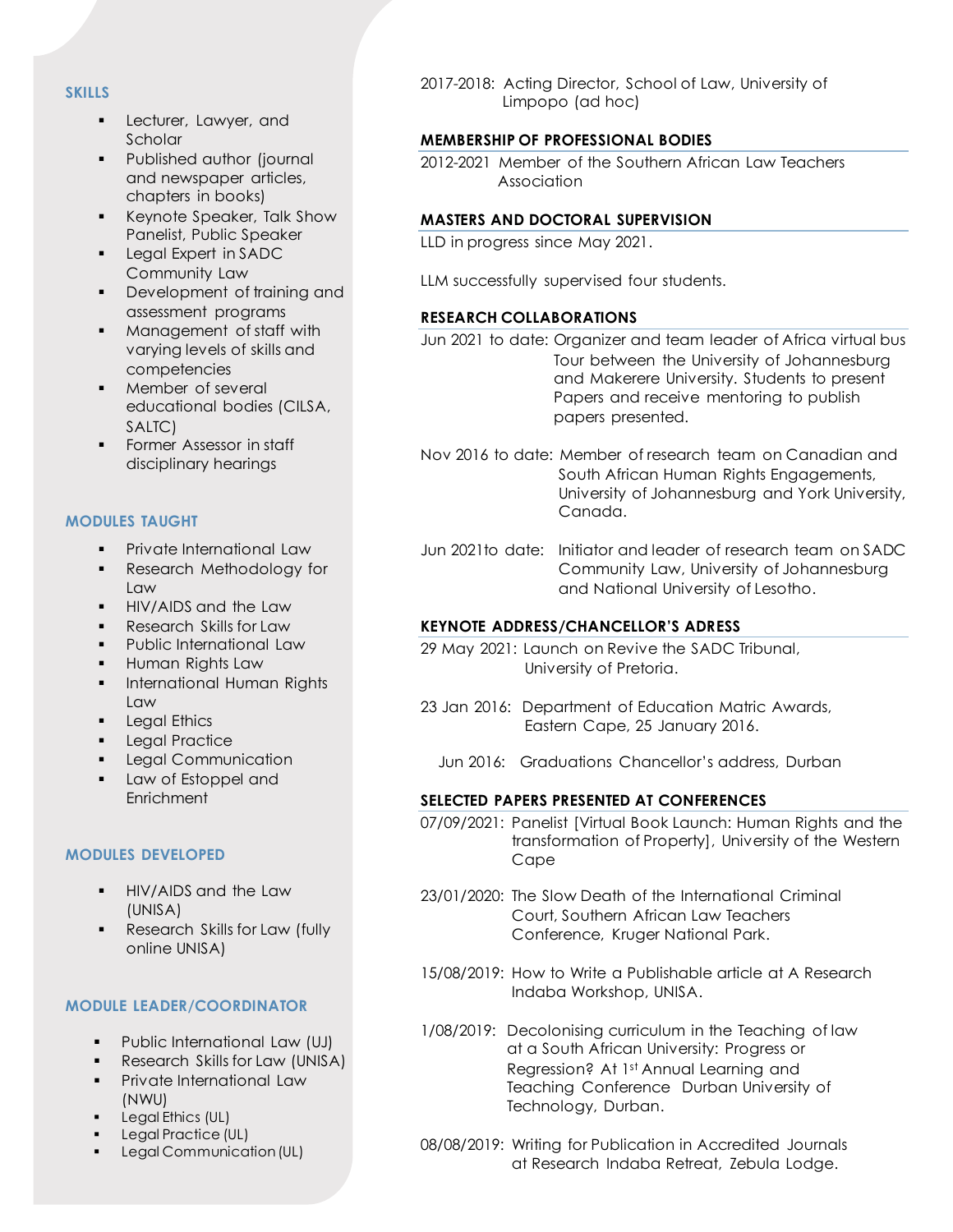## SKILLS

- Lecturer, Lawyer, and Scholar
- Published author (journal and newspaper articles, chapters in books)
- Keynote Speaker, Talk Show Panelist, Public Speaker
- Legal Expert in SADC Community Law
- Development of training and assessment programs
- Management of staff with varying levels of skills and competencies
- Member of several educational bodies (CILSA, SALTC)
- Former Assessor in staff disciplinary hearings

## MODULES TAUGHT

- Private International Law
- Research Methodology for Law
- HIV/AIDS and the Law
- Research Skills for Law
- Public International Law
- Human Rights Law
- International Human Rights Law
- Legal Ethics
- Legal Practice
- Legal Communication
- Law of Estoppel and Enrichment

## MODULES DEVELOPED

- HIV/AIDS and the Law (UNISA)
- Research Skills for Law (fully online UNISA)

## MODULE LEADER/COORDINATOR

- Public International Law (UJ)
- Research Skills for Law (UNISA)
- Private International Law (NWU)
- Legal Ethics (UL)
- Legal Practice (UL)
- Legal Communication (UL)

2017-2018: Acting Director, School of Law, University of Limpopo (ad hoc)

## MEMBERSHIP OF PROFESSIONAL BODIES

2012-2021 Member of the Southern African Law Teachers Association

## MASTERS AND DOCTORAL SUPERVISION

LLD in progress since May 2021.

LLM successfully supervised four students.

## RESEARCH COLLABORATIONS

Jun 2021 to date: Organizer and team leader of Africa virtual bus Tour between the University of Johannesburg and Makerere University. Students to present Papers and receive mentoring to publish papers presented.

Nov 2016 to date: Member of research team on Canadian and South African Human Rights Engagements, University of Johannesburg and York University, Canada.

Jun 2021to date: Initiator and leader of research team on SADC Community Law, University of Johannesburg and National University of Lesotho.

## KEYNOTE ADDRESS/CHANCELLOR'S ADRESS

29 May 2021: Launch on Revive the SADC Tribunal, University of Pretoria.

23 Jan 2016: Department of Education Matric Awards, Eastern Cape, 25 January 2016.

Jun 2016: Graduations Chancellor's address, Durban

## SELECTED PAPERS PRESENTED AT CONFERENCES

07/09/2021: Panelist [Virtual Book Launch: Human Rights and the transformation of Property], University of the Western Cape

23/01/2020: The Slow Death of the International Criminal Court, Southern African Law Teachers Conference, Kruger National Park.

15/08/2019: How to Write a Publishable article at A Research Indaba Workshop, UNISA.

1/08/2019: Decolonising curriculum in the Teaching of law at a South African University: Progress or Regression? At 1st Annual Learning and Teaching Conference Durban University of Technology, Durban.

08/08/2019: Writing for Publication in Accredited Journals at Research Indaba Retreat, Zebula Lodge.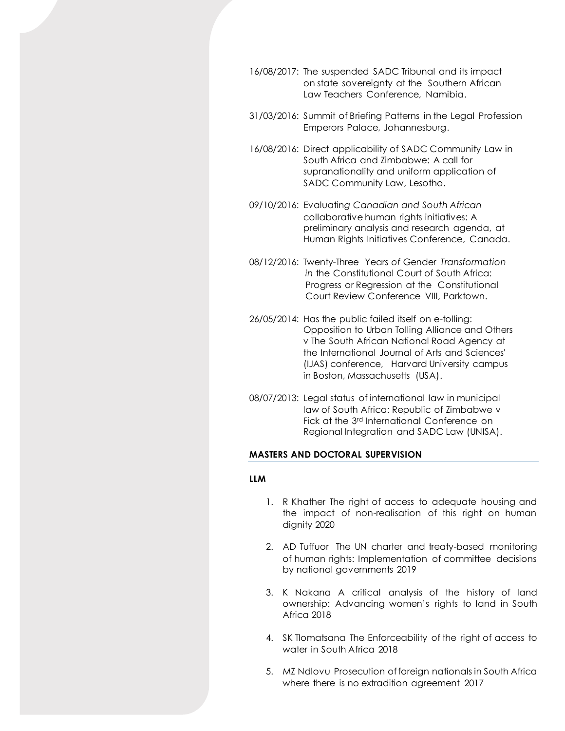16/08/2017: The suspended SADC Tribunal and its impact on state sovereignty at the Southern African Law Teachers Conference, Namibia.

31/03/2016: Summit of Briefing Patterns in the Legal Profession Emperors Palace, Johannesburg.

16/08/2016: Direct applicability of SADC Community Law in South Africa and Zimbabwe: A call for supranationality and uniform application of SADC Community Law, Lesotho.

09/10/2016: Evaluating *Canadian and South African* collaborative human rights initiatives: A preliminary analysis and research agenda, at Human Rights Initiatives Conference, Canada.

08/12/2016: Twenty-Three Years *of* Gender *Transformation in* the Constitutional Court of South Africa: Progress or Regression at the Constitutional Court Review Conference VIII, Parktown.

26/05/2014: Has the public failed itself on e-tolling: Opposition to Urban Tolling Alliance and Others v The South African National Road Agency at the International Journal of Arts and Sciences' (IJAS) conference, Harvard University campus in Boston, Massachusetts (USA).

08/07/2013: Legal status of international law in municipal law of South Africa: Republic of Zimbabwe v Fick at the 3rd International Conference on Regional Integration and SADC Law (UNISA).

## MASTERS AND DOCTORAL SUPERVISION

### LLM

1. R Khather The right of access to adequate housing and the impact of non-realisation of this right on human dignity 2020

2. AD Tuffuor The UN charter and treaty-based monitoring of human rights: Implementation of committee decisions by national governments 2019

3. K Nakana A critical analysis of the history of land ownership: Advancing women's rights to land in South Africa 2018

4. SK Tlomatsana The Enforceability of the right of access to water in South Africa 2018

5. MZ Ndlovu Prosecution of foreign nationals in South Africa where there is no extradition agreement 2017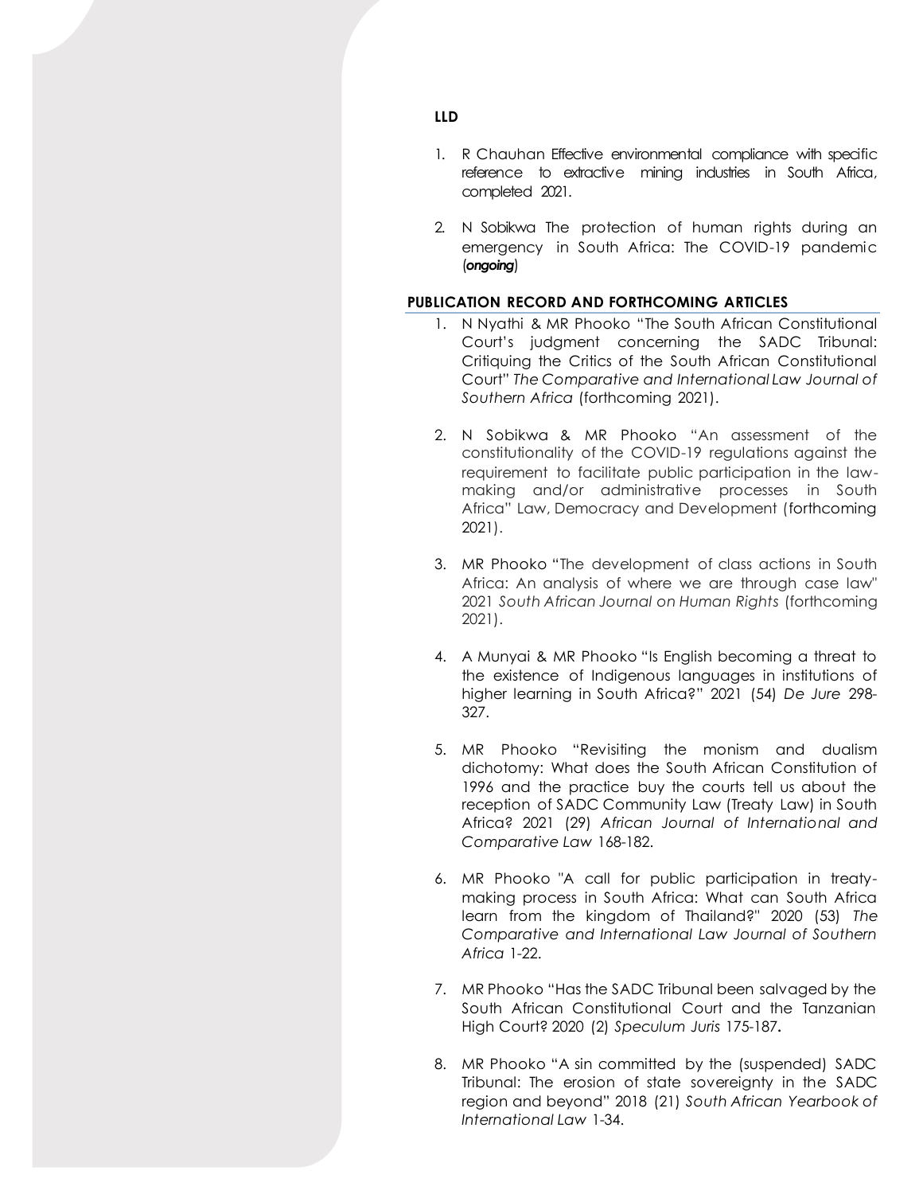**LLD**

1. R Chauhan Effective environmental compliance with specific reference to extractive mining industries in South Africa, completed 2021.

2. N Sobikwa The protection of human rights during an emergency in South Africa: The COVID-19 pandemic (***ongoing***)

## PUBLICATION RECORD AND FORTHCOMING ARTICLES

1. N Nyathi & MR Phooko "The South African Constitutional Court's judgment concerning the SADC Tribunal: Critiquing the Critics of the South African Constitutional Court" *The Comparative and International Law Journal of Southern Africa* (forthcoming 2021).

2. N Sobikwa & MR Phooko "An assessment of the constitutionality of the COVID-19 regulations against the requirement to facilitate public participation in the law-making and/or administrative processes in South Africa" Law, Democracy and Development (forthcoming 2021).

3. MR Phooko "The development of class actions in South Africa: An analysis of where we are through case law" 2021 *South African Journal on Human Rights* (forthcoming 2021).

4. A Munyai & MR Phooko "Is English becoming a threat to the existence of Indigenous languages in institutions of higher learning in South Africa?" 2021 (54) *De Jure* 298-327.

5. MR Phooko "Revisiting the monism and dualism dichotomy: What does the South African Constitution of 1996 and the practice buy the courts tell us about the reception of SADC Community Law (Treaty Law) in South Africa? 2021 (29) *African Journal of International and Comparative Law* 168-182.

6. MR Phooko "A call for public participation in treaty-making process in South Africa: What can South Africa learn from the kingdom of Thailand?" 2020 (53) *The Comparative and International Law Journal of Southern Africa* 1-22.

7. MR Phooko "Has the SADC Tribunal been salvaged by the South African Constitutional Court and the Tanzanian High Court? 2020 (2) *Speculum Juris* 175-187**.**

8. MR Phooko "A sin committed by the (suspended) SADC Tribunal: The erosion of state sovereignty in the SADC region and beyond" 2018 (21) *South African Yearbook of International Law* 1-34.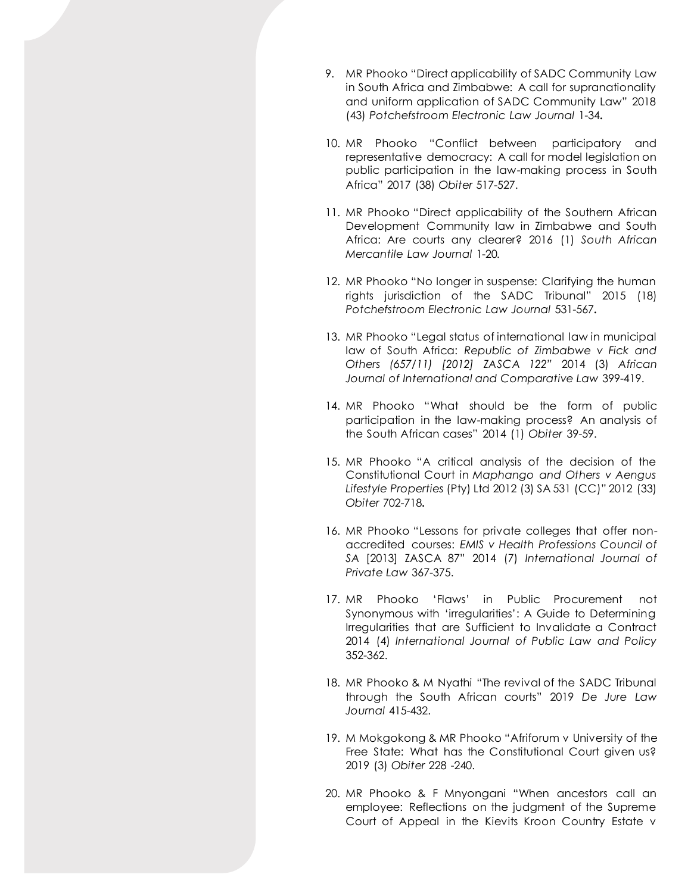9. MR Phooko "Direct applicability of SADC Community Law in South Africa and Zimbabwe: A call for supranationality and uniform application of SADC Community Law" 2018 (43) *Potchefstroom Electronic Law Journal* 1-34**.**

10. MR Phooko "Conflict between participatory and representative democracy: A call for model legislation on public participation in the law-making process in South Africa" 2017 (38) *Obiter* 517-527.

11. MR Phooko "Direct applicability of the Southern African Development Community law in Zimbabwe and South Africa: Are courts any clearer? 2016 (1) *South African Mercantile Law Journal* 1-20.

12. MR Phooko "No longer in suspense: Clarifying the human rights jurisdiction of the SADC Tribunal" 2015 (18) *Potchefstroom Electronic Law Journal* 531-567**.**

13. MR Phooko "Legal status of international law in municipal law of South Africa: *Republic of Zimbabwe v Fick and Others (657/11) [2012] ZASCA 122*" 2014 (3) *African Journal of International and Comparative Law* 399-419.

14. MR Phooko "What should be the form of public participation in the law-making process? An analysis of the South African cases" 2014 (1) *Obiter* 39-59.

15. MR Phooko "A critical analysis of the decision of the Constitutional Court in *Maphango and Others v Aengus Lifestyle Properties* (Pty) Ltd 2012 (3) SA 531 (CC)" 2012 (33) *Obiter* 702-718**.**

16. MR Phooko "Lessons for private colleges that offer non-accredited courses: *EMIS v Health Professions Council of SA* [2013] ZASCA 87" 2014 (7) *International Journal of Private Law* 367-375.

17. MR Phooko 'Flaws' in Public Procurement not Synonymous with 'irregularities': A Guide to Determining Irregularities that are Sufficient to Invalidate a Contract 2014 (4) *International Journal of Public Law and Policy* 352-362.

18. MR Phooko & M Nyathi "The revival of the SADC Tribunal through the South African courts" 2019 *De Jure Law Journal* 415-432.

19. M Mokgokong & MR Phooko "Afriforum v University of the Free State: What has the Constitutional Court given us? 2019 (3) *Obiter* 228 -240.

20. MR Phooko & F Mnyongani "When ancestors call an employee: Reflections on the judgment of the Supreme Court of Appeal in the Kievits Kroon Country Estate v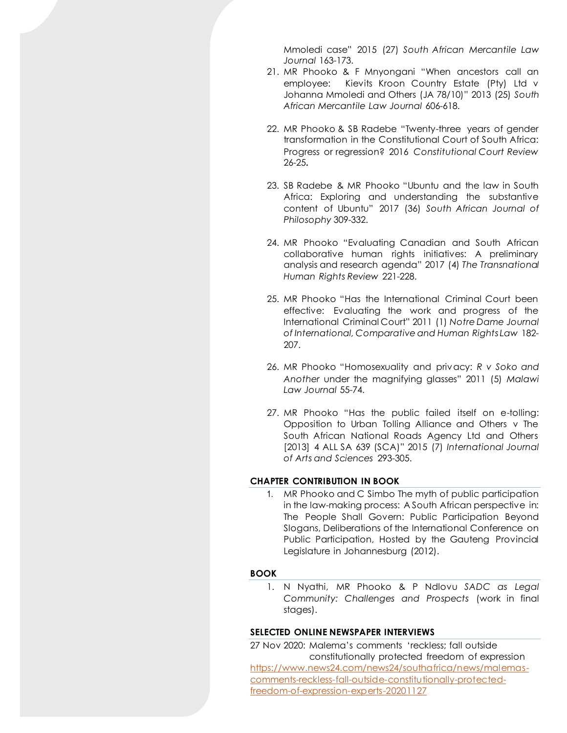Mmoledi case" 2015 (27) *South African Mercantile Law Journal* 163-173.

21. MR Phooko & F Mnyongani "When ancestors call an employee: Kievits Kroon Country Estate (Pty) Ltd v Johanna Mmoledi and Others (JA 78/10)" 2013 (25) *South African Mercantile Law Journal* 606-618.

22. MR Phooko & SB Radebe "Twenty-three years of gender transformation in the Constitutional Court of South Africa: Progress or regression? 2016 *Constitutional Court Review* 26-25**.**

23. SB Radebe & MR Phooko "Ubuntu and the law in South Africa: Exploring and understanding the substantive content of Ubuntu" 2017 (36) *South African Journal of Philosophy* 309-332.

24. MR Phooko "Evaluating Canadian and South African collaborative human rights initiatives: A preliminary analysis and research agenda" 2017 (4) *The Transnational Human Rights Review* 221-228.

25. MR Phooko "Has the International Criminal Court been effective: Evaluating the work and progress of the International Criminal Court" 2011 (1) *Notre Dame Journal of International, Comparative and Human Rights Law* 182-207.

26. MR Phooko "Homosexuality and privacy: *R v Soko and Another* under the magnifying glasses" 2011 (5) *Malawi Law Journal* 55-74.

27. MR Phooko "Has the public failed itself on e-tolling: Opposition to Urban Tolling Alliance and Others v The South African National Roads Agency Ltd and Others [2013] 4 ALL SA 639 (SCA)" 2015 (7) *International Journal of Arts and Sciences* 293-305.

**CHAPTER CONTRIBUTION IN BOOK**

1. MR Phooko and C Simbo The myth of public participation in the law-making process: A South African perspective in: The People Shall Govern: Public Participation Beyond Slogans, Deliberations of the International Conference on Public Participation, Hosted by the Gauteng Provincial Legislature in Johannesburg (2012).

**BOOK**

1. N Nyathi, MR Phooko & P Ndlovu *SADC as Legal Community: Challenges and Prospects* (work in final stages).

**SELECTED ONLINE NEWSPAPER INTERVIEWS**

27 Nov 2020: Malema's comments 'reckless; fall outside constitutionally protected freedom of expression
https://www.news24.com/news24/southafrica/news/malemas-comments-reckless-fall-outside-constitutionally-protected-freedom-of-expression-experts-20201127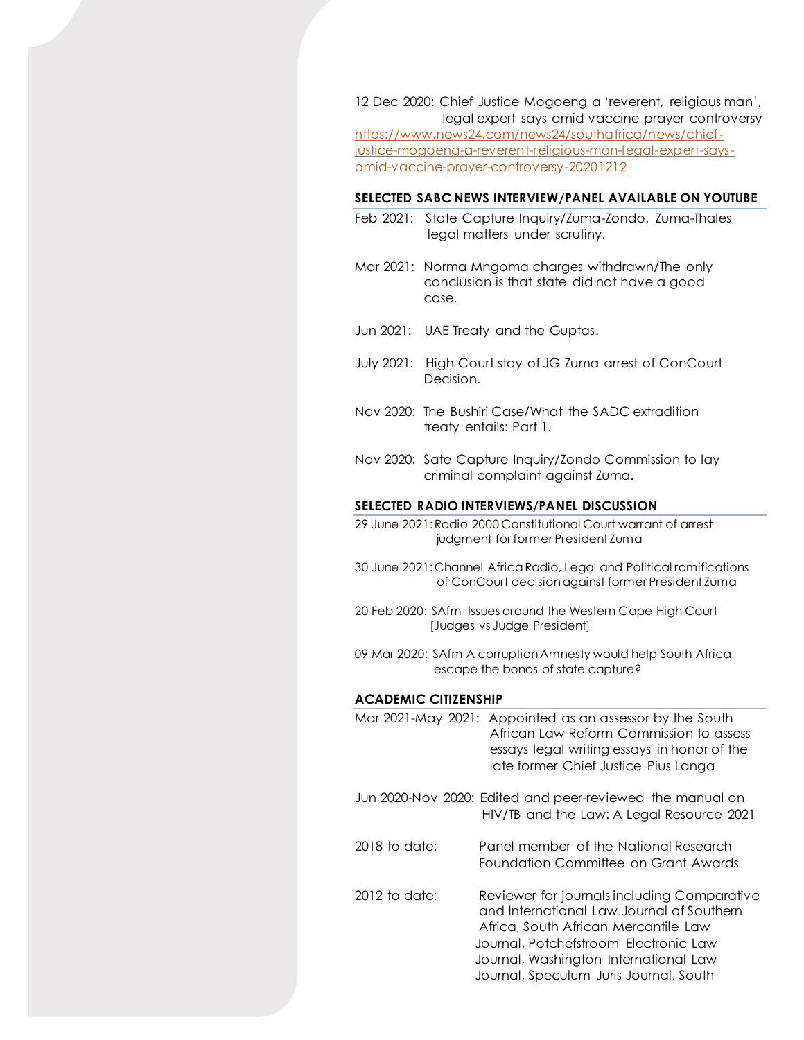12 Dec 2020: Chief Justice Mogoeng a 'reverent, religious man', legal expert says amid vaccine prayer controversy https://www.news24.com/news24/southafrica/news/chief-justice-mogoeng-a-reverent-religious-man-legal-expert-says-amid-vaccine-prayer-controversy-20201212

**SELECTED SABC NEWS INTERVIEW/PANEL AVAILABLE ON YOUTUBE**

Feb 2021: State Capture Inquiry/Zuma-Zondo, Zuma-Thales legal matters under scrutiny.

Mar 2021: Norma Mngoma charges withdrawn/The only conclusion is that state did not have a good case.

Jun 2021: UAE Treaty and the Guptas.

July 2021: High Court stay of JG Zuma arrest of ConCourt Decision.

Nov 2020: The Bushiri Case/What the SADC extradition treaty entails: Part 1.

Nov 2020: Sate Capture Inquiry/Zondo Commission to lay criminal complaint against Zuma.

**SELECTED RADIO INTERVIEWS/PANEL DISCUSSION**

29 June 2021: Radio 2000 Constitutional Court warrant of arrest judgment for former President Zuma

30 June 2021: Channel Africa Radio, Legal and Political ramifications of ConCourt decision against former President Zuma

20 Feb 2020: SAfm Issues around the Western Cape High Court [Judges vs Judge President]

09 Mar 2020: SAfm A corruption Amnesty would help South Africa escape the bonds of state capture?

**ACADEMIC CITIZENSHIP**

Mar 2021-May 2021: Appointed as an assessor by the South African Law Reform Commission to assess essays legal writing essays in honor of the late former Chief Justice Pius Langa

Jun 2020-Nov 2020: Edited and peer-reviewed the manual on HIV/TB and the Law: A Legal Resource 2021

2018 to date: Panel member of the National Research Foundation Committee on Grant Awards

2012 to date: Reviewer for journals including Comparative and International Law Journal of Southern Africa, South African Mercantile Law Journal, Potchefstroom Electronic Law Journal, Washington International Law Journal, Speculum Juris Journal, South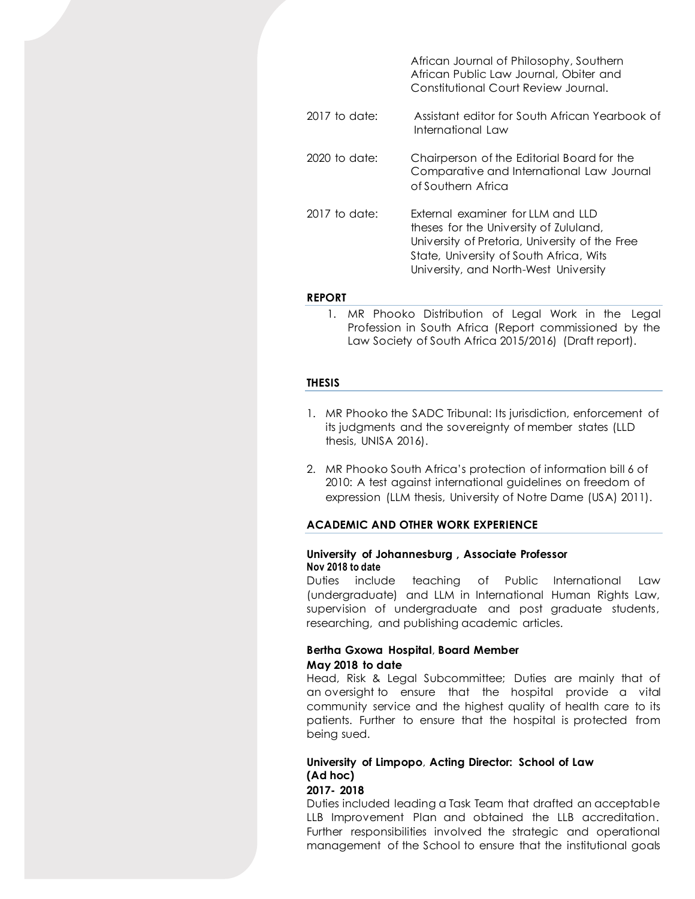| | |
|---|---|
| | African Journal of Philosophy, Southern African Public Law Journal, Obiter and Constitutional Court Review Journal. |
| 2017 to date: | Assistant editor for South African Yearbook of International Law |
| 2020 to date: | Chairperson of the Editorial Board for the Comparative and International Law Journal of Southern Africa |
| 2017 to date: | External examiner for LLM and LLD theses for the University of Zululand, University of Pretoria, University of the Free State, University of South Africa, Wits University, and North-West University |

## REPORT

1. MR Phooko Distribution of Legal Work in the Legal Profession in South Africa (Report commissioned by the Law Society of South Africa 2015/2016) (Draft report).

## THESIS

1. MR Phooko the SADC Tribunal: Its jurisdiction, enforcement of its judgments and the sovereignty of member states (LLD thesis, UNISA 2016).
2. MR Phooko South Africa's protection of information bill 6 of 2010: A test against international guidelines on freedom of expression (LLM thesis, University of Notre Dame (USA) 2011).

## ACADEMIC AND OTHER WORK EXPERIENCE

**University of Johannesburg , Associate Professor**
**Nov 2018 to date**

Duties include teaching of Public International Law (undergraduate) and LLM in International Human Rights Law, supervision of undergraduate and post graduate students, researching, and publishing academic articles.

**Bertha Gxowa Hospital, Board Member**
**May 2018 to date**

Head, Risk & Legal Subcommittee; Duties are mainly that of an oversight to ensure that the hospital provide a vital community service and the highest quality of health care to its patients. Further to ensure that the hospital is protected from being sued.

**University of Limpopo, Acting Director: School of Law (Ad hoc)**
**2017- 2018**

Duties included leading a Task Team that drafted an acceptable LLB Improvement Plan and obtained the LLB accreditation. Further responsibilities involved the strategic and operational management of the School to ensure that the institutional goals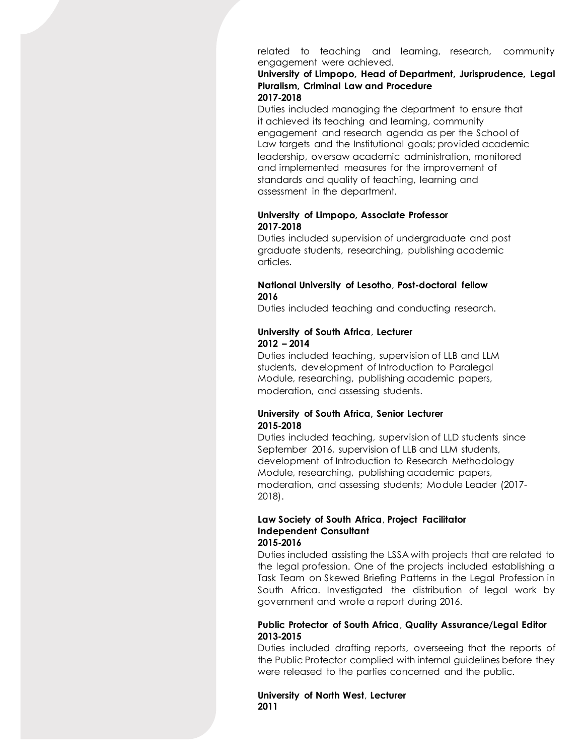related to teaching and learning, research, community engagement were achieved.

**University of Limpopo, Head of Department, Jurisprudence, Legal Pluralism, Criminal Law and Procedure**
**2017-2018**

Duties included managing the department to ensure that it achieved its teaching and learning, community engagement and research agenda as per the School of Law targets and the Institutional goals; provided academic leadership, oversaw academic administration, monitored and implemented measures for the improvement of standards and quality of teaching, learning and assessment in the department.

**University of Limpopo, Associate Professor**
**2017-2018**

Duties included supervision of undergraduate and post graduate students, researching, publishing academic articles.

**National University of Lesotho**, **Post-doctoral fellow**
**2016**

Duties included teaching and conducting research.

**University of South Africa**, **Lecturer**
**2012 – 2014**

Duties included teaching, supervision of LLB and LLM students, development of Introduction to Paralegal Module, researching, publishing academic papers, moderation, and assessing students.

**University of South Africa, Senior Lecturer**
**2015-2018**

Duties included teaching, supervision of LLD students since September 2016, supervision of LLB and LLM students, development of Introduction to Research Methodology Module, researching, publishing academic papers, moderation, and assessing students; Module Leader (2017-2018).

**Law Society of South Africa**, **Project Facilitator**
**Independent Consultant**
**2015-2016**

Duties included assisting the LSSA with projects that are related to the legal profession. One of the projects included establishing a Task Team on Skewed Briefing Patterns in the Legal Profession in South Africa. Investigated the distribution of legal work by government and wrote a report during 2016.

**Public Protector of South Africa**, **Quality Assurance/Legal Editor**
**2013-2015**

Duties included drafting reports, overseeing that the reports of the Public Protector complied with internal guidelines before they were released to the parties concerned and the public.

**University of North West**, **Lecturer**
**2011**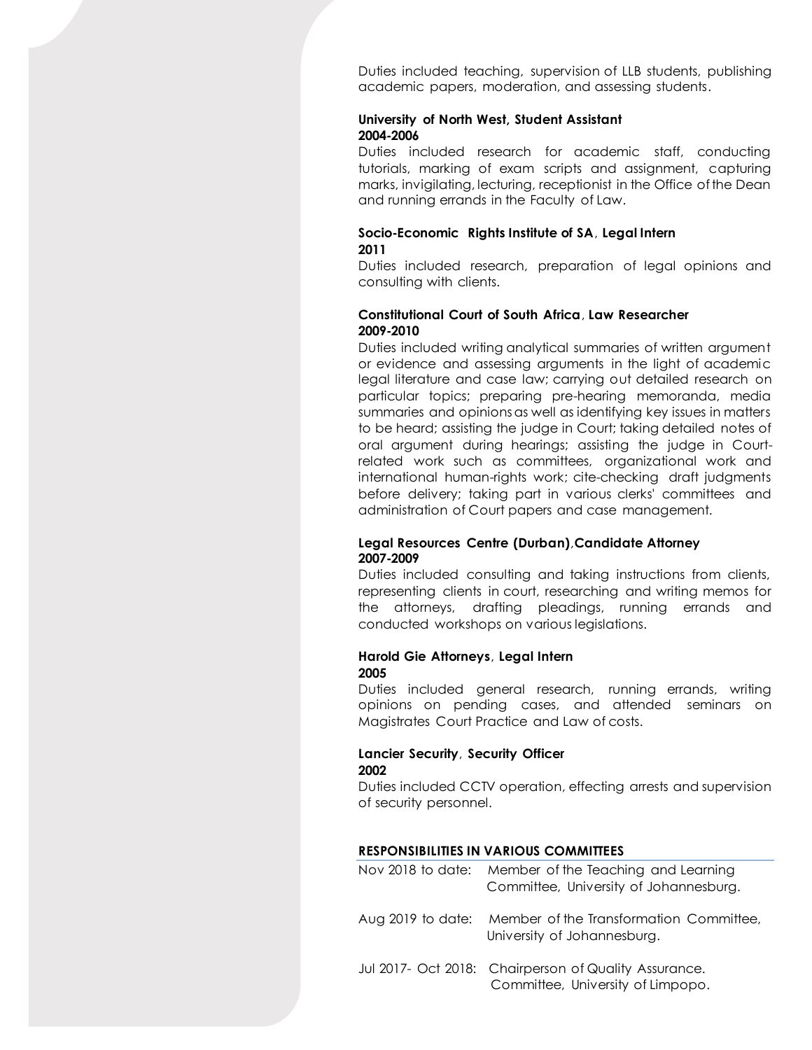Duties included teaching, supervision of LLB students, publishing academic papers, moderation, and assessing students.

**University of North West, Student Assistant**
**2004-2006**
Duties included research for academic staff, conducting tutorials, marking of exam scripts and assignment, capturing marks, invigilating, lecturing, receptionist in the Office of the Dean and running errands in the Faculty of Law.

**Socio-Economic Rights Institute of SA, Legal Intern**
**2011**
Duties included research, preparation of legal opinions and consulting with clients.

**Constitutional Court of South Africa, Law Researcher**
**2009-2010**
Duties included writing analytical summaries of written argument or evidence and assessing arguments in the light of academic legal literature and case law; carrying out detailed research on particular topics; preparing pre-hearing memoranda, media summaries and opinions as well as identifying key issues in matters to be heard; assisting the judge in Court; taking detailed notes of oral argument during hearings; assisting the judge in Court-related work such as committees, organizational work and international human-rights work; cite-checking draft judgments before delivery; taking part in various clerks' committees and administration of Court papers and case management.

**Legal Resources Centre (Durban),Candidate Attorney**
**2007-2009**
Duties included consulting and taking instructions from clients, representing clients in court, researching and writing memos for the attorneys, drafting pleadings, running errands and conducted workshops on various legislations.

**Harold Gie Attorneys, Legal Intern**
**2005**
Duties included general research, running errands, writing opinions on pending cases, and attended seminars on Magistrates Court Practice and Law of costs.

**Lancier Security, Security Officer**
**2002**
Duties included CCTV operation, effecting arrests and supervision of security personnel.

## RESPONSIBILITIES IN VARIOUS COMMITTEES

Nov 2018 to date: Member of the Teaching and Learning Committee, University of Johannesburg.

Aug 2019 to date: Member of the Transformation Committee, University of Johannesburg.

Jul 2017- Oct 2018: Chairperson of Quality Assurance. Committee, University of Limpopo.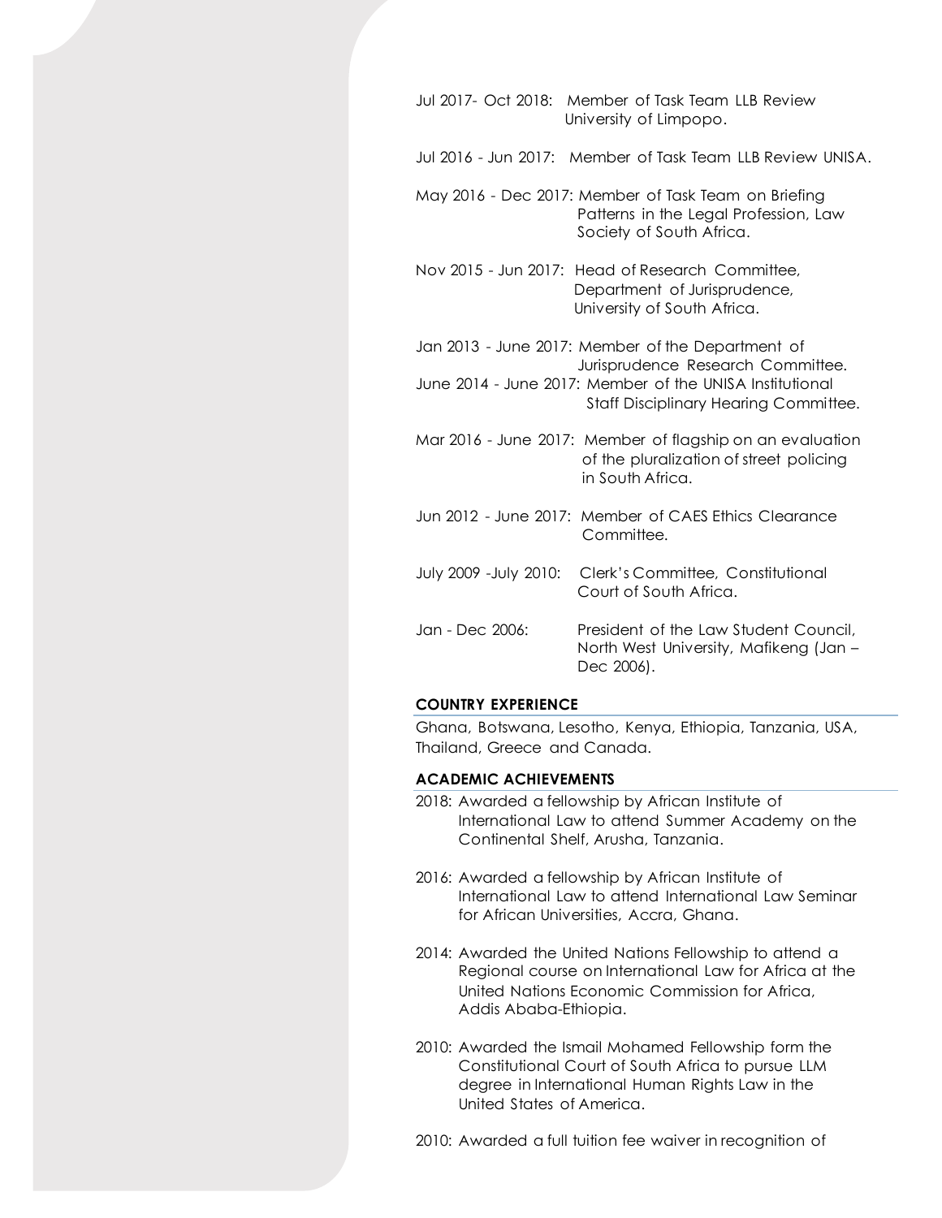Jul 2017- Oct 2018: Member of Task Team LLB Review University of Limpopo.

Jul 2016 - Jun 2017: Member of Task Team LLB Review UNISA.

May 2016 - Dec 2017: Member of Task Team on Briefing Patterns in the Legal Profession, Law Society of South Africa.

Nov 2015 - Jun 2017: Head of Research Committee, Department of Jurisprudence, University of South Africa.

Jan 2013 - June 2017: Member of the Department of Jurisprudence Research Committee.

June 2014 - June 2017: Member of the UNISA Institutional Staff Disciplinary Hearing Committee.

Mar 2016 - June 2017: Member of flagship on an evaluation of the pluralization of street policing in South Africa.

Jun 2012 - June 2017: Member of CAES Ethics Clearance Committee.

July 2009 -July 2010: Clerk's Committee, Constitutional Court of South Africa.

Jan - Dec 2006: President of the Law Student Council, North West University, Mafikeng (Jan – Dec 2006).

## COUNTRY EXPERIENCE

Ghana, Botswana, Lesotho, Kenya, Ethiopia, Tanzania, USA, Thailand, Greece and Canada.

## ACADEMIC ACHIEVEMENTS

2018: Awarded a fellowship by African Institute of International Law to attend Summer Academy on the Continental Shelf, Arusha, Tanzania.

2016: Awarded a fellowship by African Institute of International Law to attend International Law Seminar for African Universities, Accra, Ghana.

2014: Awarded the United Nations Fellowship to attend a Regional course on International Law for Africa at the United Nations Economic Commission for Africa, Addis Ababa-Ethiopia.

2010: Awarded the Ismail Mohamed Fellowship form the Constitutional Court of South Africa to pursue LLM degree in International Human Rights Law in the United States of America.

2010: Awarded a full tuition fee waiver in recognition of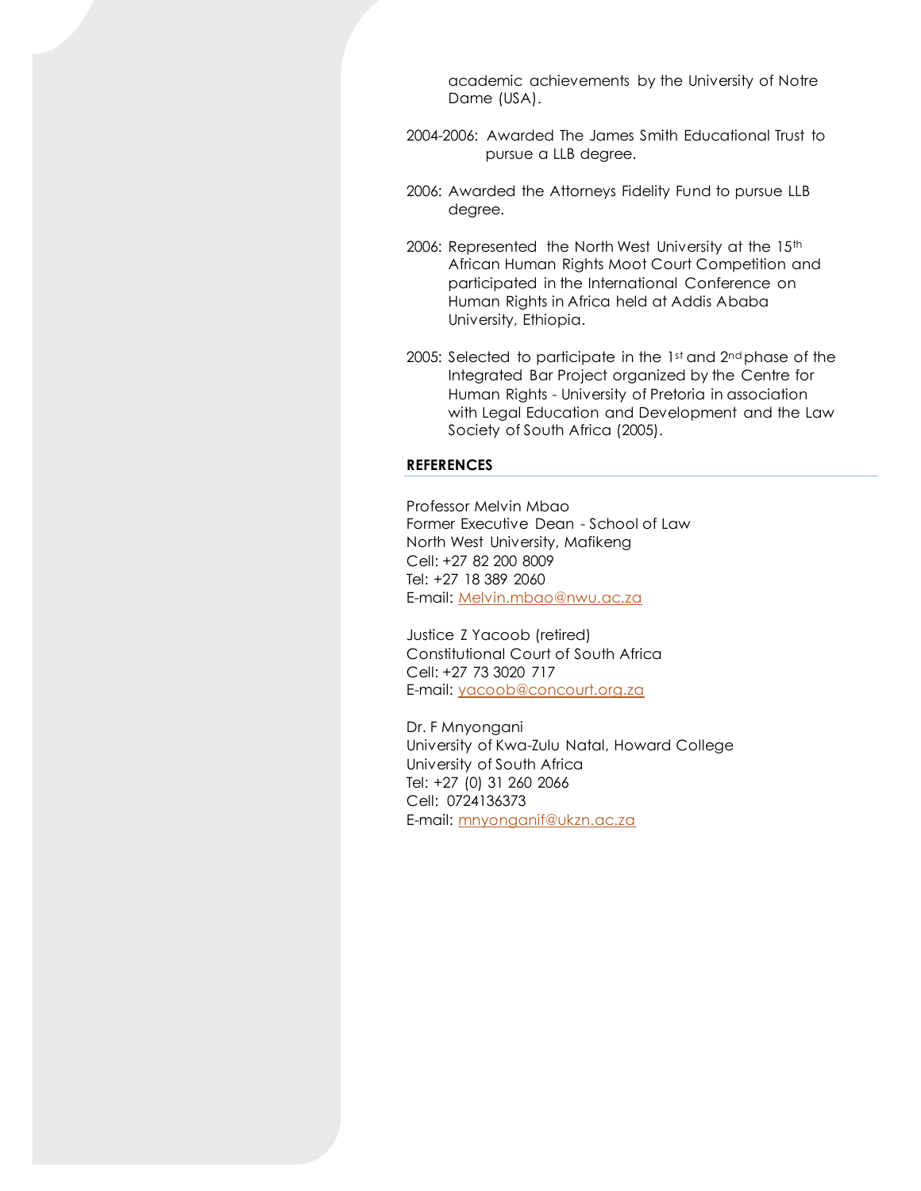academic achievements by the University of Notre Dame (USA).

2004-2006: Awarded The James Smith Educational Trust to pursue a LLB degree.

2006: Awarded the Attorneys Fidelity Fund to pursue LLB degree.

2006: Represented the North West University at the 15th African Human Rights Moot Court Competition and participated in the International Conference on Human Rights in Africa held at Addis Ababa University, Ethiopia.

2005: Selected to participate in the 1st and 2nd phase of the Integrated Bar Project organized by the Centre for Human Rights - University of Pretoria in association with Legal Education and Development and the Law Society of South Africa (2005).

**REFERENCES**

Professor Melvin Mbao
Former Executive Dean - School of Law
North West University, Mafikeng
Cell: +27 82 200 8009
Tel: +27 18 389 2060
E-mail: Melvin.mbao@nwu.ac.za

Justice Z Yacoob (retired)
Constitutional Court of South Africa
Cell: +27 73 3020 717
E-mail: yacoob@concourt.org.za

Dr. F Mnyongani
University of Kwa-Zulu Natal, Howard College
University of South Africa
Tel: +27 (0) 31 260 2066
Cell: 0724136373
E-mail: mnyonganif@ukzn.ac.za